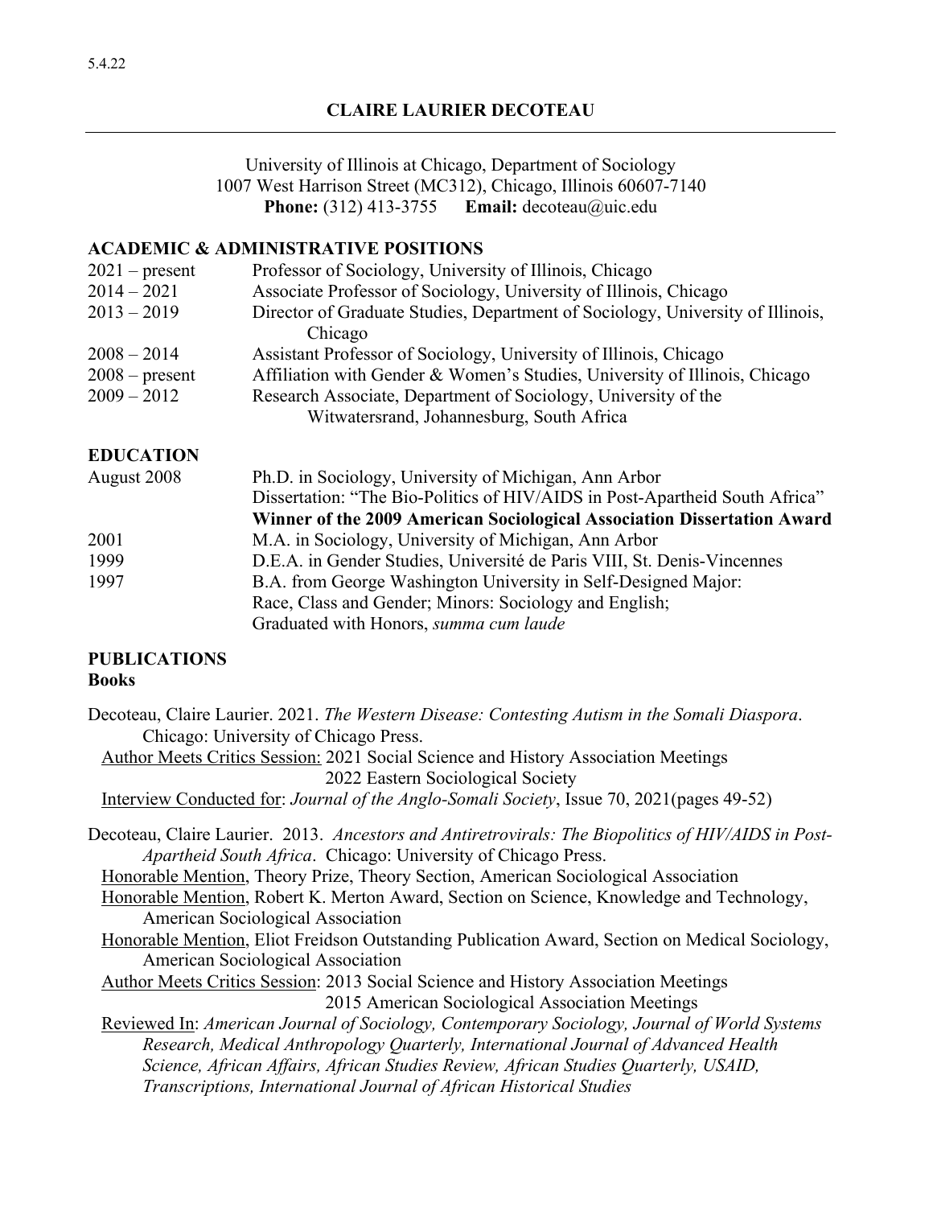5.4.22

# CLAIRE LAURIER DECOTEAU

University of Illinois at Chicago, Department of Sociology
1007 West Harrison Street (MC312), Chicago, Illinois 60607-7140
**Phone:** (312) 413-3755 **Email:** decoteau@uic.edu

## ACADEMIC & ADMINISTRATIVE POSITIONS

| | |
|---|---|
| 2021 – present | Professor of Sociology, University of Illinois, Chicago |
| 2014 – 2021 | Associate Professor of Sociology, University of Illinois, Chicago |
| 2013 – 2019 | Director of Graduate Studies, Department of Sociology, University of Illinois, Chicago |
| 2008 – 2014 | Assistant Professor of Sociology, University of Illinois, Chicago |
| 2008 – present | Affiliation with Gender & Women's Studies, University of Illinois, Chicago |
| 2009 – 2012 | Research Associate, Department of Sociology, University of the Witwatersrand, Johannesburg, South Africa |

## EDUCATION

| | |
|---|---|
| August 2008 | Ph.D. in Sociology, University of Michigan, Ann Arbor<br>Dissertation: "The Bio-Politics of HIV/AIDS in Post-Apartheid South Africa"<br>**Winner of the 2009 American Sociological Association Dissertation Award** |
| 2001 | M.A. in Sociology, University of Michigan, Ann Arbor |
| 1999 | D.E.A. in Gender Studies, Université de Paris VIII, St. Denis-Vincennes |
| 1997 | B.A. from George Washington University in Self-Designed Major: Race, Class and Gender; Minors: Sociology and English; Graduated with Honors, *summa cum laude* |

## PUBLICATIONS

### Books

Decoteau, Claire Laurier. 2021. *The Western Disease: Contesting Autism in the Somali Diaspora*. Chicago: University of Chicago Press.
 Author Meets Critics Session: 2021 Social Science and History Association Meetings
 2022 Eastern Sociological Society
 Interview Conducted for: *Journal of the Anglo-Somali Society*, Issue 70, 2021(pages 49-52)

Decoteau, Claire Laurier. 2013. *Ancestors and Antiretrovirals: The Biopolitics of HIV/AIDS in Post-Apartheid South Africa*. Chicago: University of Chicago Press.
 Honorable Mention, Theory Prize, Theory Section, American Sociological Association
 Honorable Mention, Robert K. Merton Award, Section on Science, Knowledge and Technology, American Sociological Association
 Honorable Mention, Eliot Freidson Outstanding Publication Award, Section on Medical Sociology, American Sociological Association
 Author Meets Critics Session: 2013 Social Science and History Association Meetings
 2015 American Sociological Association Meetings
 Reviewed In: *American Journal of Sociology, Contemporary Sociology, Journal of World Systems Research, Medical Anthropology Quarterly, International Journal of Advanced Health Science, African Affairs, African Studies Review, African Studies Quarterly, USAID, Transcriptions, International Journal of African Historical Studies*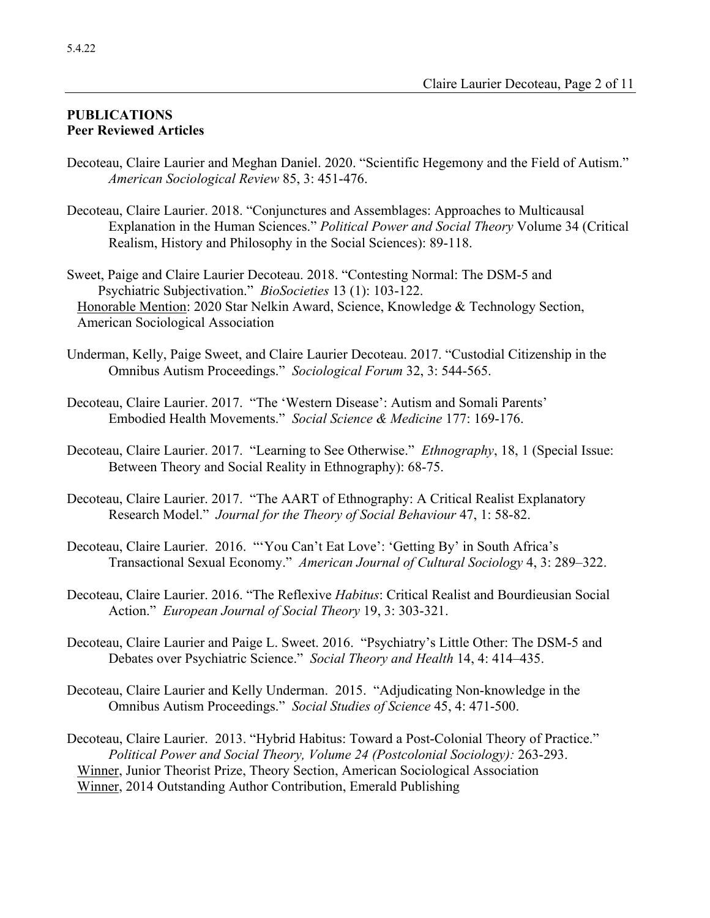## PUBLICATIONS

### Peer Reviewed Articles

Decoteau, Claire Laurier and Meghan Daniel. 2020. "Scientific Hegemony and the Field of Autism." *American Sociological Review* 85, 3: 451-476.

Decoteau, Claire Laurier. 2018. "Conjunctures and Assemblages: Approaches to Multicausal Explanation in the Human Sciences." *Political Power and Social Theory* Volume 34 (Critical Realism, History and Philosophy in the Social Sciences): 89-118.

Sweet, Paige and Claire Laurier Decoteau. 2018. "Contesting Normal: The DSM-5 and Psychiatric Subjectivation." *BioSocieties* 13 (1): 103-122.
Honorable Mention: 2020 Star Nelkin Award, Science, Knowledge & Technology Section, American Sociological Association

Underman, Kelly, Paige Sweet, and Claire Laurier Decoteau. 2017. "Custodial Citizenship in the Omnibus Autism Proceedings." *Sociological Forum* 32, 3: 544-565.

Decoteau, Claire Laurier. 2017. "The 'Western Disease': Autism and Somali Parents' Embodied Health Movements." *Social Science & Medicine* 177: 169-176.

Decoteau, Claire Laurier. 2017. "Learning to See Otherwise." *Ethnography*, 18, 1 (Special Issue: Between Theory and Social Reality in Ethnography): 68-75.

Decoteau, Claire Laurier. 2017. "The AART of Ethnography: A Critical Realist Explanatory Research Model." *Journal for the Theory of Social Behaviour* 47, 1: 58-82.

Decoteau, Claire Laurier. 2016. "'You Can't Eat Love': 'Getting By' in South Africa's Transactional Sexual Economy." *American Journal of Cultural Sociology* 4, 3: 289–322.

Decoteau, Claire Laurier. 2016. "The Reflexive *Habitus*: Critical Realist and Bourdieusian Social Action." *European Journal of Social Theory* 19, 3: 303-321.

Decoteau, Claire Laurier and Paige L. Sweet. 2016. "Psychiatry's Little Other: The DSM-5 and Debates over Psychiatric Science." *Social Theory and Health* 14, 4: 414–435.

Decoteau, Claire Laurier and Kelly Underman. 2015. "Adjudicating Non-knowledge in the Omnibus Autism Proceedings." *Social Studies of Science* 45, 4: 471-500.

Decoteau, Claire Laurier. 2013. "Hybrid Habitus: Toward a Post-Colonial Theory of Practice." *Political Power and Social Theory, Volume 24 (Postcolonial Sociology):* 263-293.
Winner, Junior Theorist Prize, Theory Section, American Sociological Association
Winner, 2014 Outstanding Author Contribution, Emerald Publishing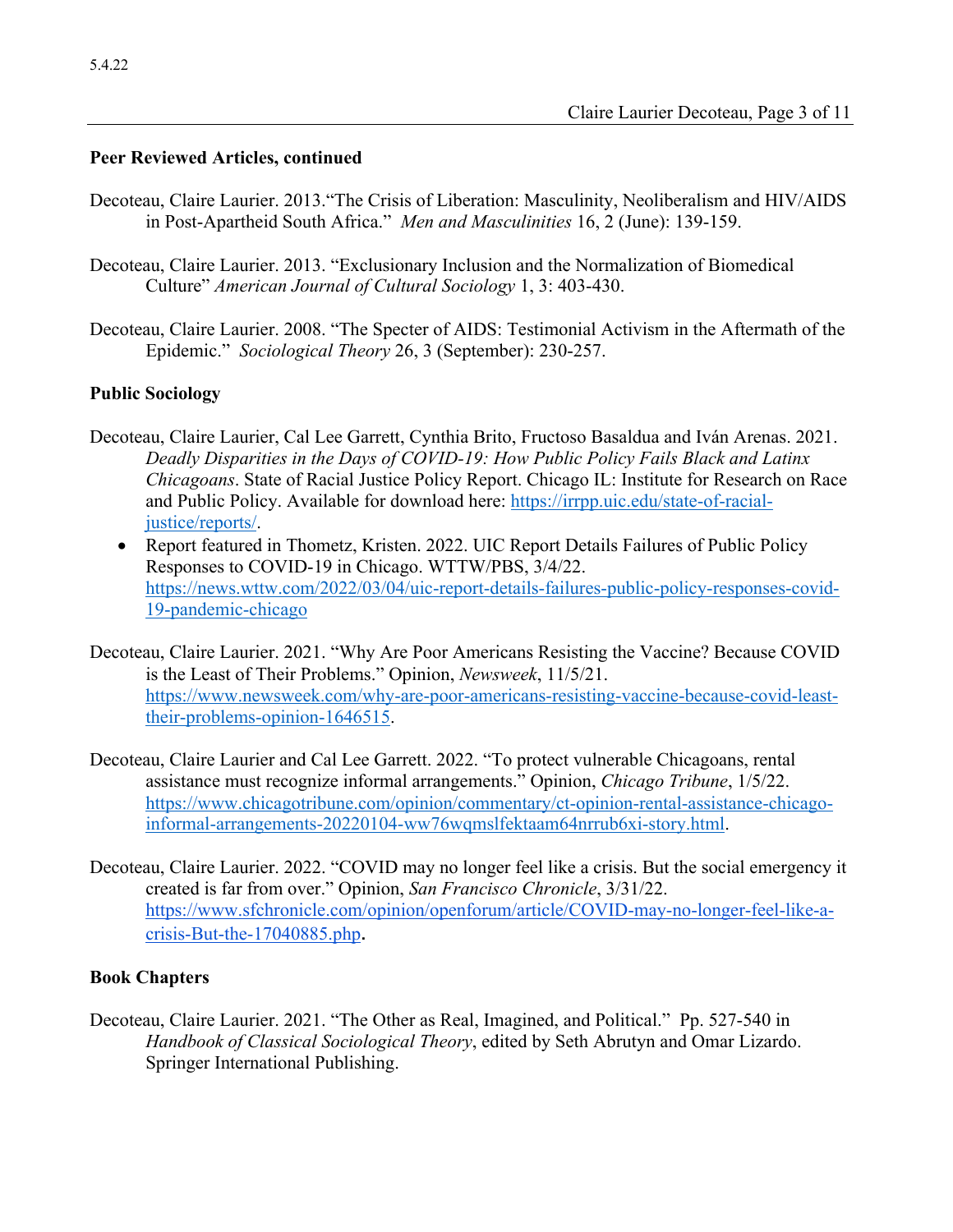**Peer Reviewed Articles, continued**

Decoteau, Claire Laurier. 2013.“The Crisis of Liberation: Masculinity, Neoliberalism and HIV/AIDS in Post-Apartheid South Africa.” *Men and Masculinities* 16, 2 (June): 139-159.

Decoteau, Claire Laurier. 2013. “Exclusionary Inclusion and the Normalization of Biomedical Culture” *American Journal of Cultural Sociology* 1, 3: 403-430.

Decoteau, Claire Laurier. 2008. “The Specter of AIDS: Testimonial Activism in the Aftermath of the Epidemic.” *Sociological Theory* 26, 3 (September): 230-257.

**Public Sociology**

Decoteau, Claire Laurier, Cal Lee Garrett, Cynthia Brito, Fructoso Basaldua and Iván Arenas. 2021. *Deadly Disparities in the Days of COVID-19: How Public Policy Fails Black and Latinx Chicagoans*. State of Racial Justice Policy Report. Chicago IL: Institute for Research on Race and Public Policy. Available for download here: https://irrpp.uic.edu/state-of-racial-justice/reports/.

- Report featured in Thometz, Kristen. 2022. UIC Report Details Failures of Public Policy Responses to COVID-19 in Chicago. WTTW/PBS, 3/4/22. https://news.wttw.com/2022/03/04/uic-report-details-failures-public-policy-responses-covid-19-pandemic-chicago

Decoteau, Claire Laurier. 2021. “Why Are Poor Americans Resisting the Vaccine? Because COVID is the Least of Their Problems.” Opinion, *Newsweek*, 11/5/21. https://www.newsweek.com/why-are-poor-americans-resisting-vaccine-because-covid-least-their-problems-opinion-1646515.

Decoteau, Claire Laurier and Cal Lee Garrett. 2022. “To protect vulnerable Chicagoans, rental assistance must recognize informal arrangements.” Opinion, *Chicago Tribune*, 1/5/22. https://www.chicagotribune.com/opinion/commentary/ct-opinion-rental-assistance-chicago-informal-arrangements-20220104-ww76wqmslfektaam64nrrub6xi-story.html.

Decoteau, Claire Laurier. 2022. “COVID may no longer feel like a crisis. But the social emergency it created is far from over.” Opinion, *San Francisco Chronicle*, 3/31/22. https://www.sfchronicle.com/opinion/openforum/article/COVID-may-no-longer-feel-like-a-crisis-But-the-17040885.php.

**Book Chapters**

Decoteau, Claire Laurier. 2021. “The Other as Real, Imagined, and Political.” Pp. 527-540 in *Handbook of Classical Sociological Theory*, edited by Seth Abrutyn and Omar Lizardo. Springer International Publishing.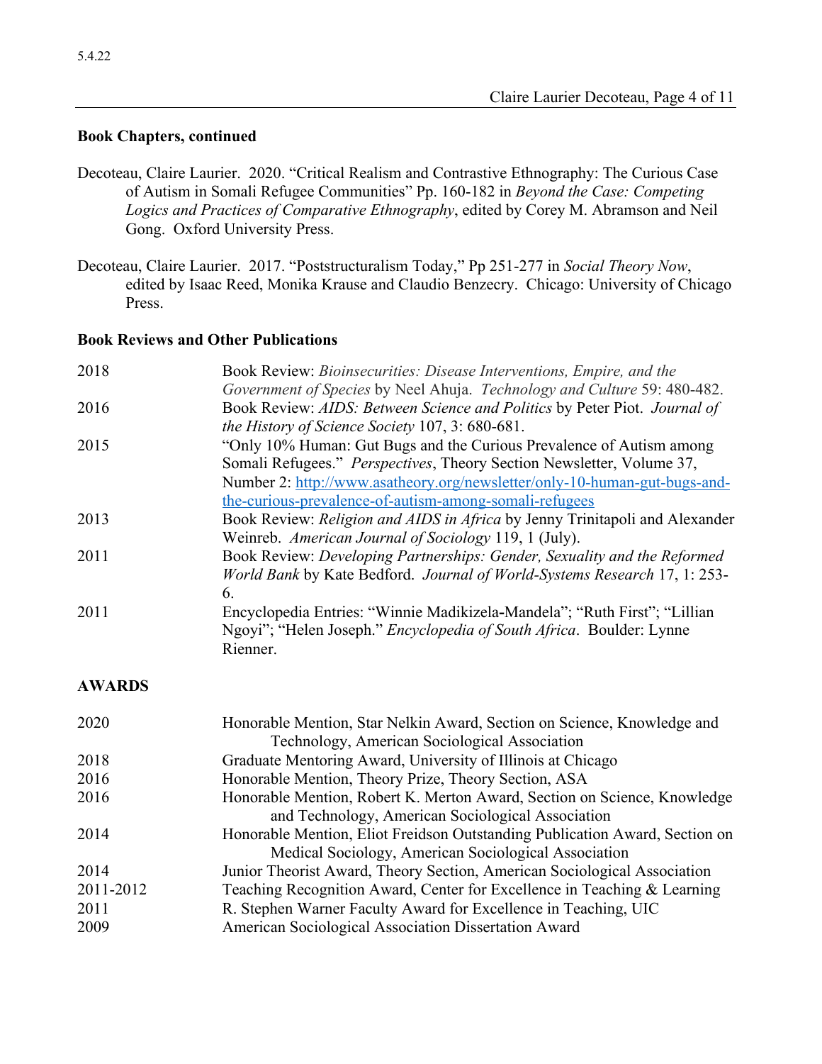5.4.22

**Book Chapters, continued**

Decoteau, Claire Laurier. 2020. "Critical Realism and Contrastive Ethnography: The Curious Case of Autism in Somali Refugee Communities" Pp. 160-182 in *Beyond the Case: Competing Logics and Practices of Comparative Ethnography*, edited by Corey M. Abramson and Neil Gong. Oxford University Press.

Decoteau, Claire Laurier. 2017. "Poststructuralism Today," Pp 251-277 in *Social Theory Now*, edited by Isaac Reed, Monika Krause and Claudio Benzecry. Chicago: University of Chicago Press.

**Book Reviews and Other Publications**

| | |
|---|---|
| 2018 | Book Review: *Bioinsecurities: Disease Interventions, Empire, and the Government of Species* by Neel Ahuja. *Technology and Culture* 59: 480-482. |
| 2016 | Book Review: *AIDS: Between Science and Politics* by Peter Piot. *Journal of the History of Science Society* 107, 3: 680-681. |
| 2015 | "Only 10% Human: Gut Bugs and the Curious Prevalence of Autism among Somali Refugees." *Perspectives*, Theory Section Newsletter, Volume 37, Number 2: http://www.asatheory.org/newsletter/only-10-human-gut-bugs-and-the-curious-prevalence-of-autism-among-somali-refugees |
| 2013 | Book Review: *Religion and AIDS in Africa* by Jenny Trinitapoli and Alexander Weinreb. *American Journal of Sociology* 119, 1 (July). |
| 2011 | Book Review: *Developing Partnerships: Gender, Sexuality and the Reformed World Bank* by Kate Bedford. *Journal of World-Systems Research* 17, 1: 253-6. |
| 2011 | Encyclopedia Entries: "Winnie Madikizela-Mandela"; "Ruth First"; "Lillian Ngoyi"; "Helen Joseph." *Encyclopedia of South Africa*. Boulder: Lynne Rienner. |

**AWARDS**

| | |
|---|---|
| 2020 | Honorable Mention, Star Nelkin Award, Section on Science, Knowledge and Technology, American Sociological Association |
| 2018 | Graduate Mentoring Award, University of Illinois at Chicago |
| 2016 | Honorable Mention, Theory Prize, Theory Section, ASA |
| 2016 | Honorable Mention, Robert K. Merton Award, Section on Science, Knowledge and Technology, American Sociological Association |
| 2014 | Honorable Mention, Eliot Freidson Outstanding Publication Award, Section on Medical Sociology, American Sociological Association |
| 2014 | Junior Theorist Award, Theory Section, American Sociological Association |
| 2011-2012 | Teaching Recognition Award, Center for Excellence in Teaching & Learning |
| 2011 | R. Stephen Warner Faculty Award for Excellence in Teaching, UIC |
| 2009 | American Sociological Association Dissertation Award |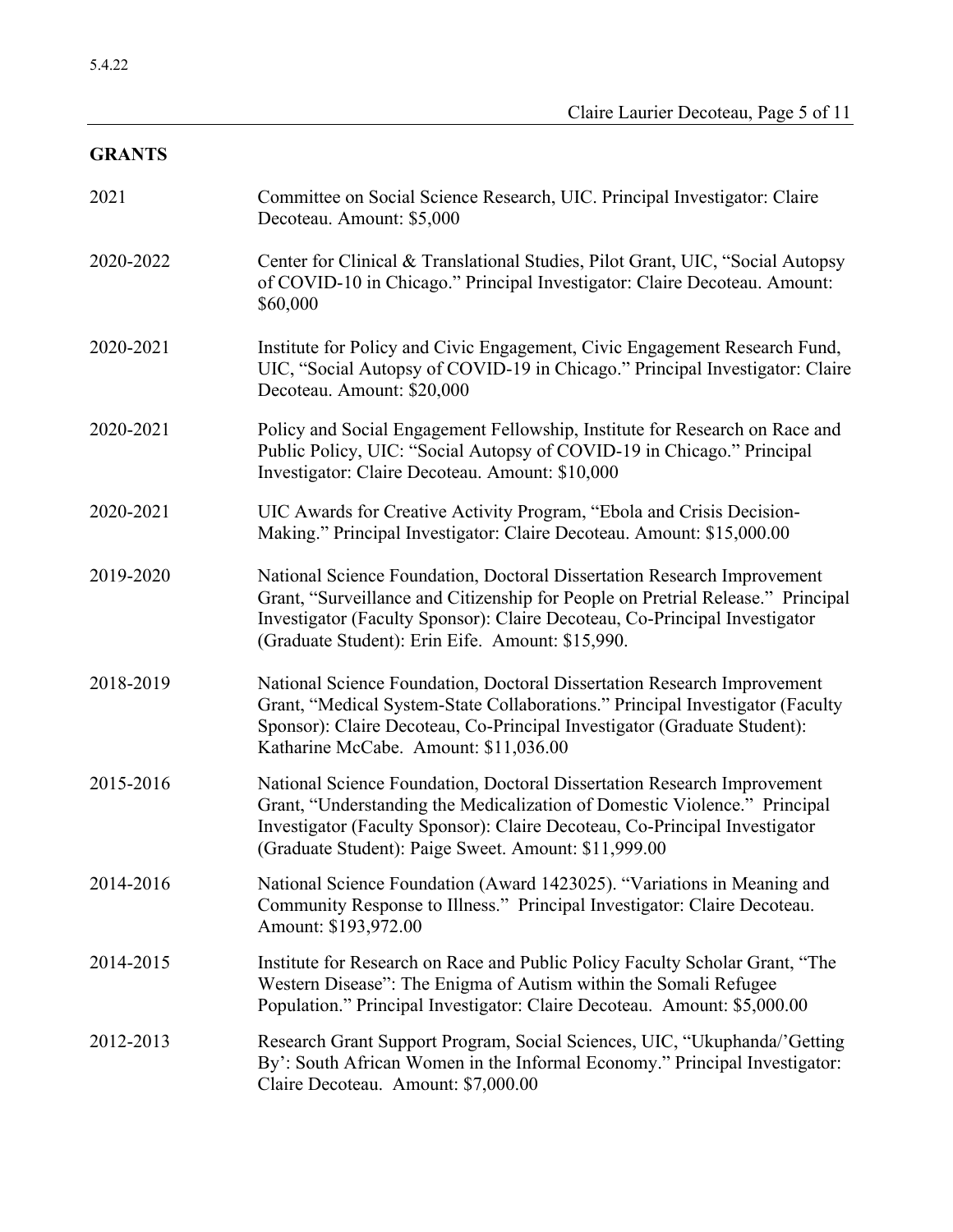## GRANTS

2021 Committee on Social Science Research, UIC. Principal Investigator: Claire Decoteau. Amount: $5,000

2020-2022 Center for Clinical & Translational Studies, Pilot Grant, UIC, "Social Autopsy of COVID-10 in Chicago." Principal Investigator: Claire Decoteau. Amount: $60,000

2020-2021 Institute for Policy and Civic Engagement, Civic Engagement Research Fund, UIC, "Social Autopsy of COVID-19 in Chicago." Principal Investigator: Claire Decoteau. Amount: $20,000

2020-2021 Policy and Social Engagement Fellowship, Institute for Research on Race and Public Policy, UIC: "Social Autopsy of COVID-19 in Chicago." Principal Investigator: Claire Decoteau. Amount: $10,000

2020-2021 UIC Awards for Creative Activity Program, "Ebola and Crisis Decision-Making." Principal Investigator: Claire Decoteau. Amount: $15,000.00

2019-2020 National Science Foundation, Doctoral Dissertation Research Improvement Grant, "Surveillance and Citizenship for People on Pretrial Release." Principal Investigator (Faculty Sponsor): Claire Decoteau, Co-Principal Investigator (Graduate Student): Erin Eife. Amount: $15,990.

2018-2019 National Science Foundation, Doctoral Dissertation Research Improvement Grant, "Medical System-State Collaborations." Principal Investigator (Faculty Sponsor): Claire Decoteau, Co-Principal Investigator (Graduate Student): Katharine McCabe. Amount: $11,036.00

2015-2016 National Science Foundation, Doctoral Dissertation Research Improvement Grant, "Understanding the Medicalization of Domestic Violence." Principal Investigator (Faculty Sponsor): Claire Decoteau, Co-Principal Investigator (Graduate Student): Paige Sweet. Amount: $11,999.00

2014-2016 National Science Foundation (Award 1423025). "Variations in Meaning and Community Response to Illness." Principal Investigator: Claire Decoteau. Amount: $193,972.00

2014-2015 Institute for Research on Race and Public Policy Faculty Scholar Grant, "The Western Disease": The Enigma of Autism within the Somali Refugee Population." Principal Investigator: Claire Decoteau. Amount: $5,000.00

2012-2013 Research Grant Support Program, Social Sciences, UIC, "Ukuphanda/'Getting By': South African Women in the Informal Economy." Principal Investigator: Claire Decoteau. Amount: $7,000.00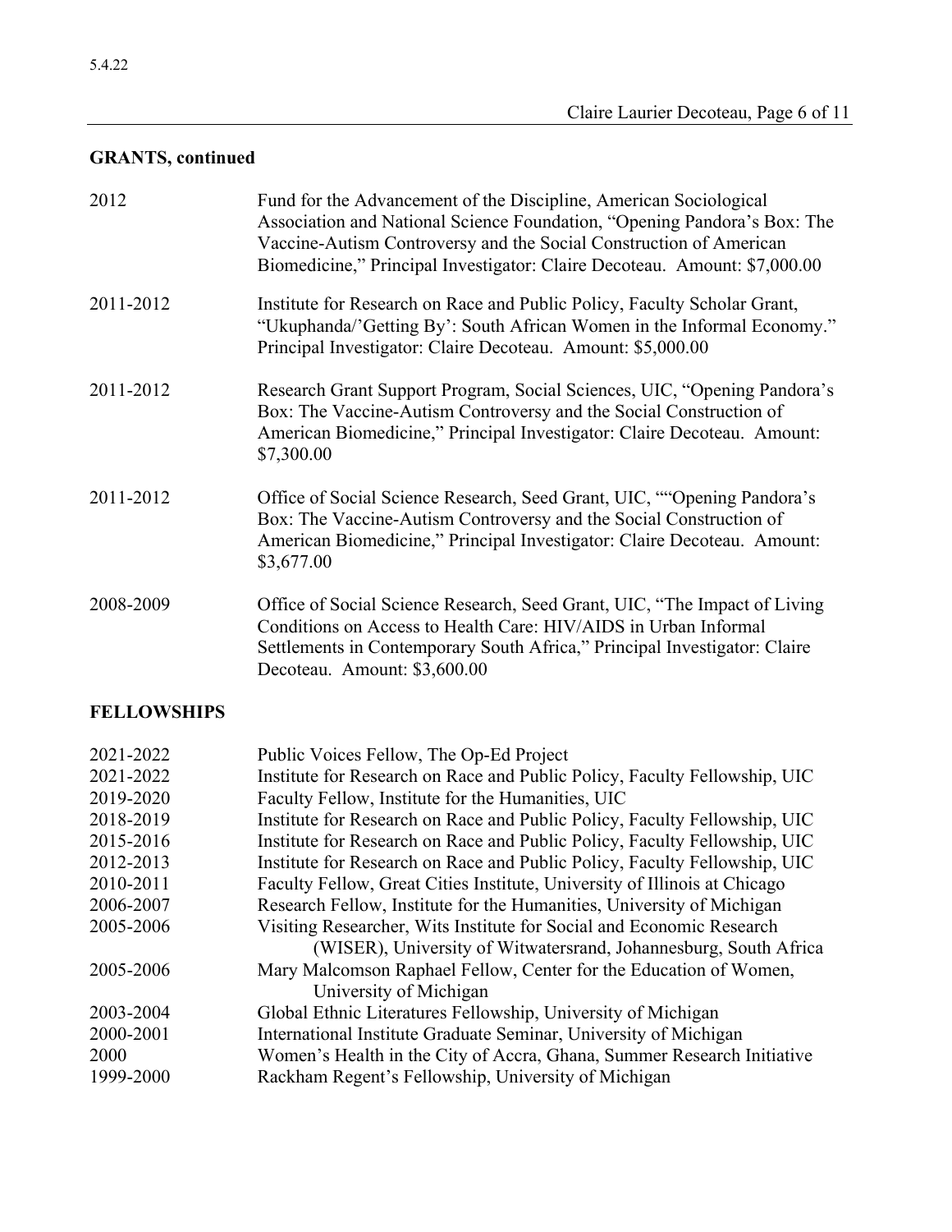## GRANTS, continued

2012 — Fund for the Advancement of the Discipline, American Sociological Association and National Science Foundation, "Opening Pandora's Box: The Vaccine-Autism Controversy and the Social Construction of American Biomedicine," Principal Investigator: Claire Decoteau. Amount: $7,000.00

2011-2012 — Institute for Research on Race and Public Policy, Faculty Scholar Grant, "Ukuphanda/'Getting By': South African Women in the Informal Economy." Principal Investigator: Claire Decoteau. Amount: $5,000.00

2011-2012 — Research Grant Support Program, Social Sciences, UIC, "Opening Pandora's Box: The Vaccine-Autism Controversy and the Social Construction of American Biomedicine," Principal Investigator: Claire Decoteau. Amount: $7,300.00

2011-2012 — Office of Social Science Research, Seed Grant, UIC, ""Opening Pandora's Box: The Vaccine-Autism Controversy and the Social Construction of American Biomedicine," Principal Investigator: Claire Decoteau. Amount: $3,677.00

2008-2009 — Office of Social Science Research, Seed Grant, UIC, "The Impact of Living Conditions on Access to Health Care: HIV/AIDS in Urban Informal Settlements in Contemporary South Africa," Principal Investigator: Claire Decoteau. Amount: $3,600.00

## FELLOWSHIPS

2021-2022 — Public Voices Fellow, The Op-Ed Project
2021-2022 — Institute for Research on Race and Public Policy, Faculty Fellowship, UIC
2019-2020 — Faculty Fellow, Institute for the Humanities, UIC
2018-2019 — Institute for Research on Race and Public Policy, Faculty Fellowship, UIC
2015-2016 — Institute for Research on Race and Public Policy, Faculty Fellowship, UIC
2012-2013 — Institute for Research on Race and Public Policy, Faculty Fellowship, UIC
2010-2011 — Faculty Fellow, Great Cities Institute, University of Illinois at Chicago
2006-2007 — Research Fellow, Institute for the Humanities, University of Michigan
2005-2006 — Visiting Researcher, Wits Institute for Social and Economic Research (WISER), University of Witwatersrand, Johannesburg, South Africa
2005-2006 — Mary Malcomson Raphael Fellow, Center for the Education of Women, University of Michigan
2003-2004 — Global Ethnic Literatures Fellowship, University of Michigan
2000-2001 — International Institute Graduate Seminar, University of Michigan
2000 — Women's Health in the City of Accra, Ghana, Summer Research Initiative
1999-2000 — Rackham Regent's Fellowship, University of Michigan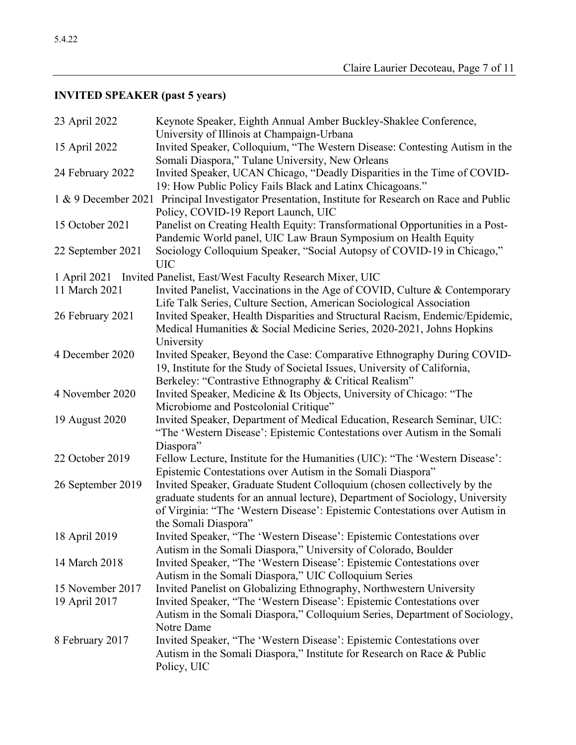## INVITED SPEAKER (past 5 years)

| | |
|---|---|
| 23 April 2022 | Keynote Speaker, Eighth Annual Amber Buckley-Shaklee Conference, University of Illinois at Champaign-Urbana |
| 15 April 2022 | Invited Speaker, Colloquium, "The Western Disease: Contesting Autism in the Somali Diaspora," Tulane University, New Orleans |
| 24 February 2022 | Invited Speaker, UCAN Chicago, "Deadly Disparities in the Time of COVID-19: How Public Policy Fails Black and Latinx Chicagoans." |
| 1 & 9 December 2021 | Principal Investigator Presentation, Institute for Research on Race and Public Policy, COVID-19 Report Launch, UIC |
| 15 October 2021 | Panelist on Creating Health Equity: Transformational Opportunities in a Post-Pandemic World panel, UIC Law Braun Symposium on Health Equity |
| 22 September 2021 | Sociology Colloquium Speaker, "Social Autopsy of COVID-19 in Chicago," UIC |
| 1 April 2021 | Invited Panelist, East/West Faculty Research Mixer, UIC |
| 11 March 2021 | Invited Panelist, Vaccinations in the Age of COVID, Culture & Contemporary Life Talk Series, Culture Section, American Sociological Association |
| 26 February 2021 | Invited Speaker, Health Disparities and Structural Racism, Endemic/Epidemic, Medical Humanities & Social Medicine Series, 2020-2021, Johns Hopkins University |
| 4 December 2020 | Invited Speaker, Beyond the Case: Comparative Ethnography During COVID-19, Institute for the Study of Societal Issues, University of California, Berkeley: "Contrastive Ethnography & Critical Realism" |
| 4 November 2020 | Invited Speaker, Medicine & Its Objects, University of Chicago: "The Microbiome and Postcolonial Critique" |
| 19 August 2020 | Invited Speaker, Department of Medical Education, Research Seminar, UIC: "The 'Western Disease': Epistemic Contestations over Autism in the Somali Diaspora" |
| 22 October 2019 | Fellow Lecture, Institute for the Humanities (UIC): "The 'Western Disease': Epistemic Contestations over Autism in the Somali Diaspora" |
| 26 September 2019 | Invited Speaker, Graduate Student Colloquium (chosen collectively by the graduate students for an annual lecture), Department of Sociology, University of Virginia: "The 'Western Disease': Epistemic Contestations over Autism in the Somali Diaspora" |
| 18 April 2019 | Invited Speaker, "The 'Western Disease': Epistemic Contestations over Autism in the Somali Diaspora," University of Colorado, Boulder |
| 14 March 2018 | Invited Speaker, "The 'Western Disease': Epistemic Contestations over Autism in the Somali Diaspora," UIC Colloquium Series |
| 15 November 2017 | Invited Panelist on Globalizing Ethnography, Northwestern University |
| 19 April 2017 | Invited Speaker, "The 'Western Disease': Epistemic Contestations over Autism in the Somali Diaspora," Colloquium Series, Department of Sociology, Notre Dame |
| 8 February 2017 | Invited Speaker, "The 'Western Disease': Epistemic Contestations over Autism in the Somali Diaspora," Institute for Research on Race & Public Policy, UIC |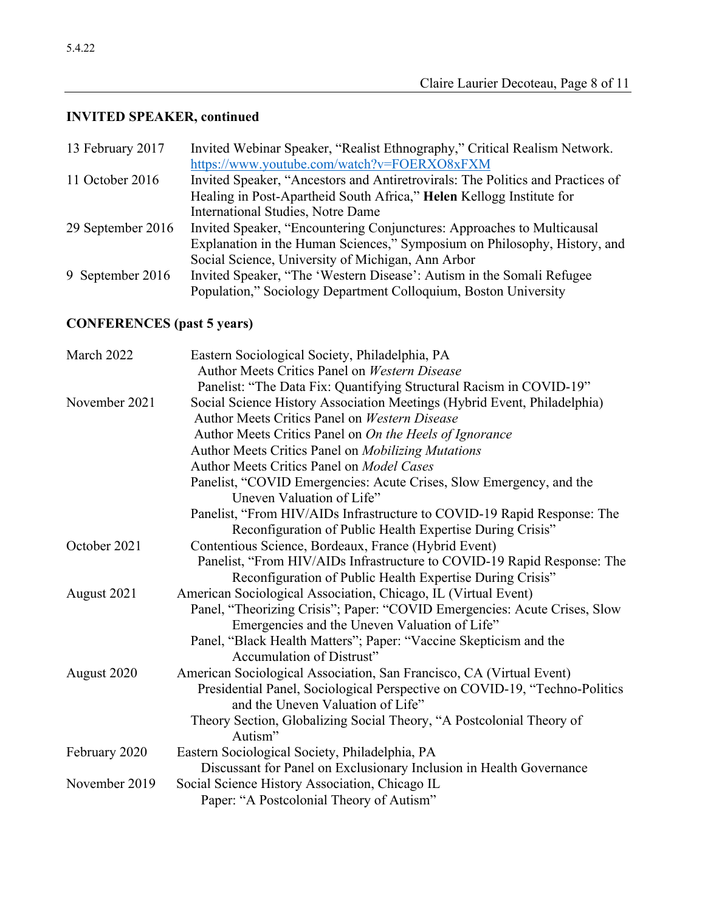## INVITED SPEAKER, continued

| | |
|---|---|
| 13 February 2017 | Invited Webinar Speaker, "Realist Ethnography," Critical Realism Network. https://www.youtube.com/watch?v=FOERXO8xFXM |
| 11 October 2016 | Invited Speaker, "Ancestors and Antiretrovirals: The Politics and Practices of Healing in Post-Apartheid South Africa," **Helen** Kellogg Institute for International Studies, Notre Dame |
| 29 September 2016 | Invited Speaker, "Encountering Conjunctures: Approaches to Multicausal Explanation in the Human Sciences," Symposium on Philosophy, History, and Social Science, University of Michigan, Ann Arbor |
| 9 September 2016 | Invited Speaker, "The 'Western Disease': Autism in the Somali Refugee Population," Sociology Department Colloquium, Boston University |

## CONFERENCES (past 5 years)

| | |
|---|---|
| March 2022 | Eastern Sociological Society, Philadelphia, PA<br>Author Meets Critics Panel on *Western Disease*<br>Panelist: "The Data Fix: Quantifying Structural Racism in COVID-19" |
| November 2021 | Social Science History Association Meetings (Hybrid Event, Philadelphia)<br>Author Meets Critics Panel on *Western Disease*<br>Author Meets Critics Panel on *On the Heels of Ignorance*<br>Author Meets Critics Panel on *Mobilizing Mutations*<br>Author Meets Critics Panel on *Model Cases*<br>Panelist, "COVID Emergencies: Acute Crises, Slow Emergency, and the Uneven Valuation of Life"<br>Panelist, "From HIV/AIDs Infrastructure to COVID-19 Rapid Response: The Reconfiguration of Public Health Expertise During Crisis" |
| October 2021 | Contentious Science, Bordeaux, France (Hybrid Event)<br>Panelist, "From HIV/AIDs Infrastructure to COVID-19 Rapid Response: The Reconfiguration of Public Health Expertise During Crisis" |
| August 2021 | American Sociological Association, Chicago, IL (Virtual Event)<br>Panel, "Theorizing Crisis"; Paper: "COVID Emergencies: Acute Crises, Slow Emergencies and the Uneven Valuation of Life"<br>Panel, "Black Health Matters"; Paper: "Vaccine Skepticism and the Accumulation of Distrust" |
| August 2020 | American Sociological Association, San Francisco, CA (Virtual Event)<br>Presidential Panel, Sociological Perspective on COVID-19, "Techno-Politics and the Uneven Valuation of Life"<br>Theory Section, Globalizing Social Theory, "A Postcolonial Theory of Autism" |
| February 2020 | Eastern Sociological Society, Philadelphia, PA<br>Discussant for Panel on Exclusionary Inclusion in Health Governance |
| November 2019 | Social Science History Association, Chicago IL<br>Paper: "A Postcolonial Theory of Autism" |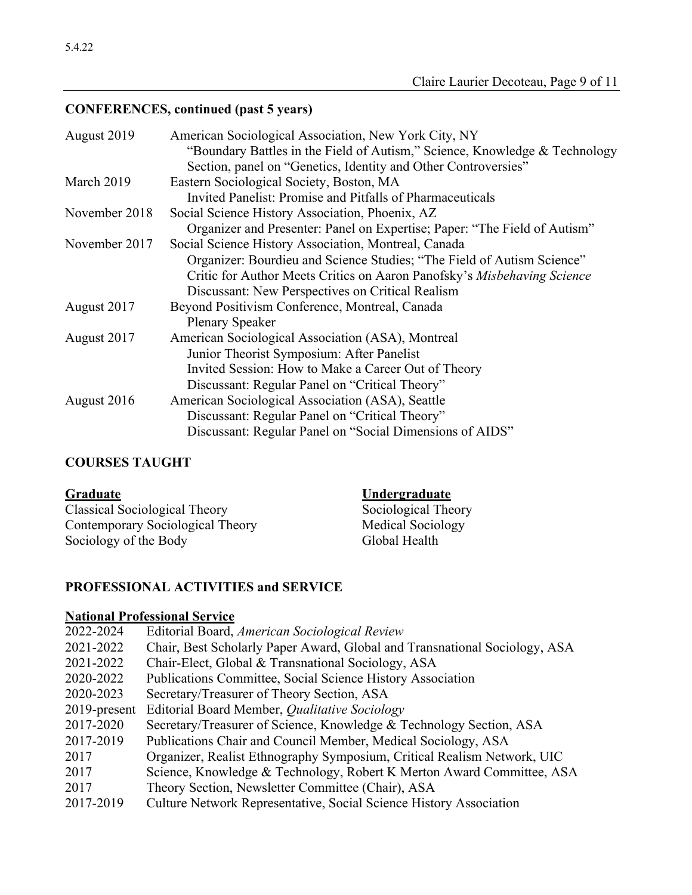## CONFERENCES, continued (past 5 years)

| | |
|---|---|
| August 2019 | American Sociological Association, New York City, NY<br>"Boundary Battles in the Field of Autism," Science, Knowledge & Technology Section, panel on "Genetics, Identity and Other Controversies" |
| March 2019 | Eastern Sociological Society, Boston, MA<br>Invited Panelist: Promise and Pitfalls of Pharmaceuticals |
| November 2018 | Social Science History Association, Phoenix, AZ<br>Organizer and Presenter: Panel on Expertise; Paper: "The Field of Autism" |
| November 2017 | Social Science History Association, Montreal, Canada<br>Organizer: Bourdieu and Science Studies; "The Field of Autism Science"<br>Critic for Author Meets Critics on Aaron Panofsky's *Misbehaving Science*<br>Discussant: New Perspectives on Critical Realism |
| August 2017 | Beyond Positivism Conference, Montreal, Canada<br>Plenary Speaker |
| August 2017 | American Sociological Association (ASA), Montreal<br>Junior Theorist Symposium: After Panelist<br>Invited Session: How to Make a Career Out of Theory<br>Discussant: Regular Panel on "Critical Theory" |
| August 2016 | American Sociological Association (ASA), Seattle<br>Discussant: Regular Panel on "Critical Theory"<br>Discussant: Regular Panel on "Social Dimensions of AIDS" |

## COURSES TAUGHT

| **Graduate** | **Undergraduate** |
|---|---|
| Classical Sociological Theory | Sociological Theory |
| Contemporary Sociological Theory | Medical Sociology |
| Sociology of the Body | Global Health |

## PROFESSIONAL ACTIVITIES and SERVICE

### National Professional Service

| | |
|---|---|
| 2022-2024 | Editorial Board, *American Sociological Review* |
| 2021-2022 | Chair, Best Scholarly Paper Award, Global and Transnational Sociology, ASA |
| 2021-2022 | Chair-Elect, Global & Transnational Sociology, ASA |
| 2020-2022 | Publications Committee, Social Science History Association |
| 2020-2023 | Secretary/Treasurer of Theory Section, ASA |
| 2019-present | Editorial Board Member, *Qualitative Sociology* |
| 2017-2020 | Secretary/Treasurer of Science, Knowledge & Technology Section, ASA |
| 2017-2019 | Publications Chair and Council Member, Medical Sociology, ASA |
| 2017 | Organizer, Realist Ethnography Symposium, Critical Realism Network, UIC |
| 2017 | Science, Knowledge & Technology, Robert K Merton Award Committee, ASA |
| 2017 | Theory Section, Newsletter Committee (Chair), ASA |
| 2017-2019 | Culture Network Representative, Social Science History Association |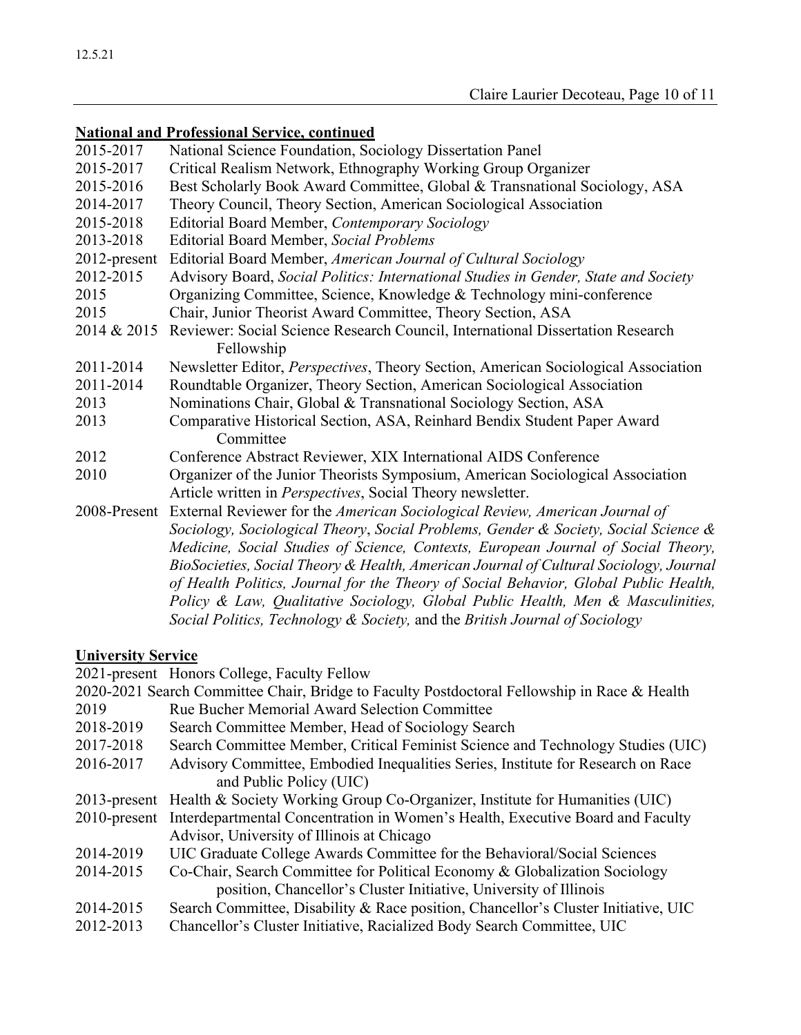## National and Professional Service, continued

2015-2017 National Science Foundation, Sociology Dissertation Panel
2015-2017 Critical Realism Network, Ethnography Working Group Organizer
2015-2016 Best Scholarly Book Award Committee, Global & Transnational Sociology, ASA
2014-2017 Theory Council, Theory Section, American Sociological Association
2015-2018 Editorial Board Member, *Contemporary Sociology*
2013-2018 Editorial Board Member, *Social Problems*
2012-present Editorial Board Member, *American Journal of Cultural Sociology*
2012-2015 Advisory Board, *Social Politics: International Studies in Gender, State and Society*
2015 Organizing Committee, Science, Knowledge & Technology mini-conference
2015 Chair, Junior Theorist Award Committee, Theory Section, ASA
2014 & 2015 Reviewer: Social Science Research Council, International Dissertation Research Fellowship
2011-2014 Newsletter Editor, *Perspectives*, Theory Section, American Sociological Association
2011-2014 Roundtable Organizer, Theory Section, American Sociological Association
2013 Nominations Chair, Global & Transnational Sociology Section, ASA
2013 Comparative Historical Section, ASA, Reinhard Bendix Student Paper Award Committee
2012 Conference Abstract Reviewer, XIX International AIDS Conference
2010 Organizer of the Junior Theorists Symposium, American Sociological Association
Article written in *Perspectives*, Social Theory newsletter.
2008-Present External Reviewer for the *American Sociological Review, American Journal of Sociology, Sociological Theory*, *Social Problems, Gender & Society, Social Science & Medicine, Social Studies of Science, Contexts, European Journal of Social Theory, BioSocieties, Social Theory & Health, American Journal of Cultural Sociology, Journal of Health Politics, Journal for the Theory of Social Behavior, Global Public Health, Policy & Law, Qualitative Sociology, Global Public Health, Men & Masculinities, Social Politics, Technology & Society,* and the *British Journal of Sociology*

## University Service

2021-present Honors College, Faculty Fellow
2020-2021 Search Committee Chair, Bridge to Faculty Postdoctoral Fellowship in Race & Health
2019 Rue Bucher Memorial Award Selection Committee
2018-2019 Search Committee Member, Head of Sociology Search
2017-2018 Search Committee Member, Critical Feminist Science and Technology Studies (UIC)
2016-2017 Advisory Committee, Embodied Inequalities Series, Institute for Research on Race and Public Policy (UIC)
2013-present Health & Society Working Group Co-Organizer, Institute for Humanities (UIC)
2010-present Interdepartmental Concentration in Women's Health, Executive Board and Faculty Advisor, University of Illinois at Chicago
2014-2019 UIC Graduate College Awards Committee for the Behavioral/Social Sciences
2014-2015 Co-Chair, Search Committee for Political Economy & Globalization Sociology position, Chancellor's Cluster Initiative, University of Illinois
2014-2015 Search Committee, Disability & Race position, Chancellor's Cluster Initiative, UIC
2012-2013 Chancellor's Cluster Initiative, Racialized Body Search Committee, UIC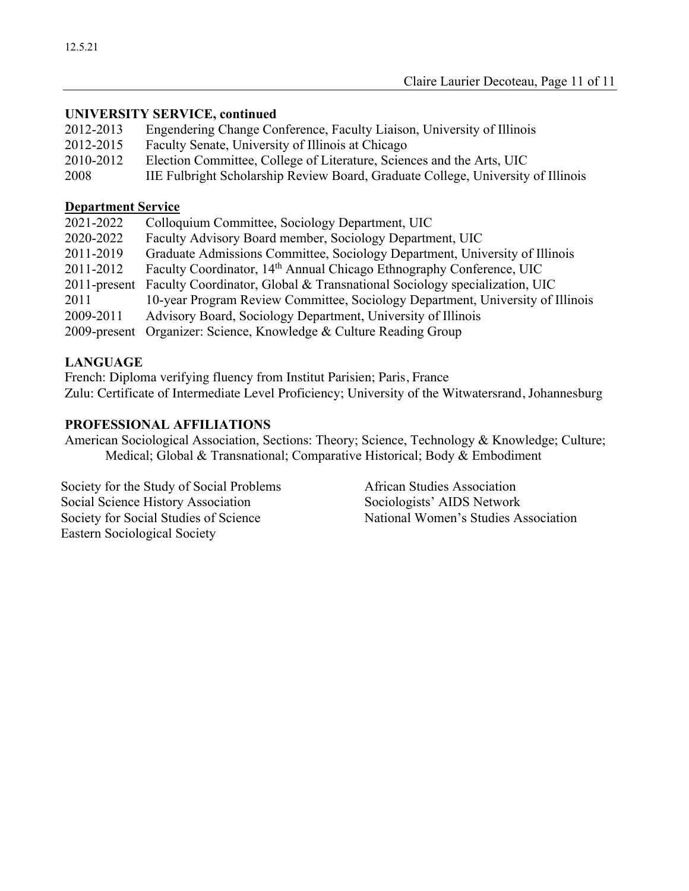**UNIVERSITY SERVICE, continued**

| | |
|---|---|
| 2012-2013 | Engendering Change Conference, Faculty Liaison, University of Illinois |
| 2012-2015 | Faculty Senate, University of Illinois at Chicago |
| 2010-2012 | Election Committee, College of Literature, Sciences and the Arts, UIC |
| 2008 | IIE Fulbright Scholarship Review Board, Graduate College, University of Illinois |

**Department Service**

| | |
|---|---|
| 2021-2022 | Colloquium Committee, Sociology Department, UIC |
| 2020-2022 | Faculty Advisory Board member, Sociology Department, UIC |
| 2011-2019 | Graduate Admissions Committee, Sociology Department, University of Illinois |
| 2011-2012 | Faculty Coordinator, 14th Annual Chicago Ethnography Conference, UIC |
| 2011-present | Faculty Coordinator, Global & Transnational Sociology specialization, UIC |
| 2011 | 10-year Program Review Committee, Sociology Department, University of Illinois |
| 2009-2011 | Advisory Board, Sociology Department, University of Illinois |
| 2009-present | Organizer: Science, Knowledge & Culture Reading Group |

**LANGUAGE**

French: Diploma verifying fluency from Institut Parisien; Paris, France
Zulu: Certificate of Intermediate Level Proficiency; University of the Witwatersrand, Johannesburg

**PROFESSIONAL AFFILIATIONS**

American Sociological Association, Sections: Theory; Science, Technology & Knowledge; Culture; Medical; Global & Transnational; Comparative Historical; Body & Embodiment

Society for the Study of Social Problems
Social Science History Association
Society for Social Studies of Science
Eastern Sociological Society
African Studies Association
Sociologists' AIDS Network
National Women's Studies Association